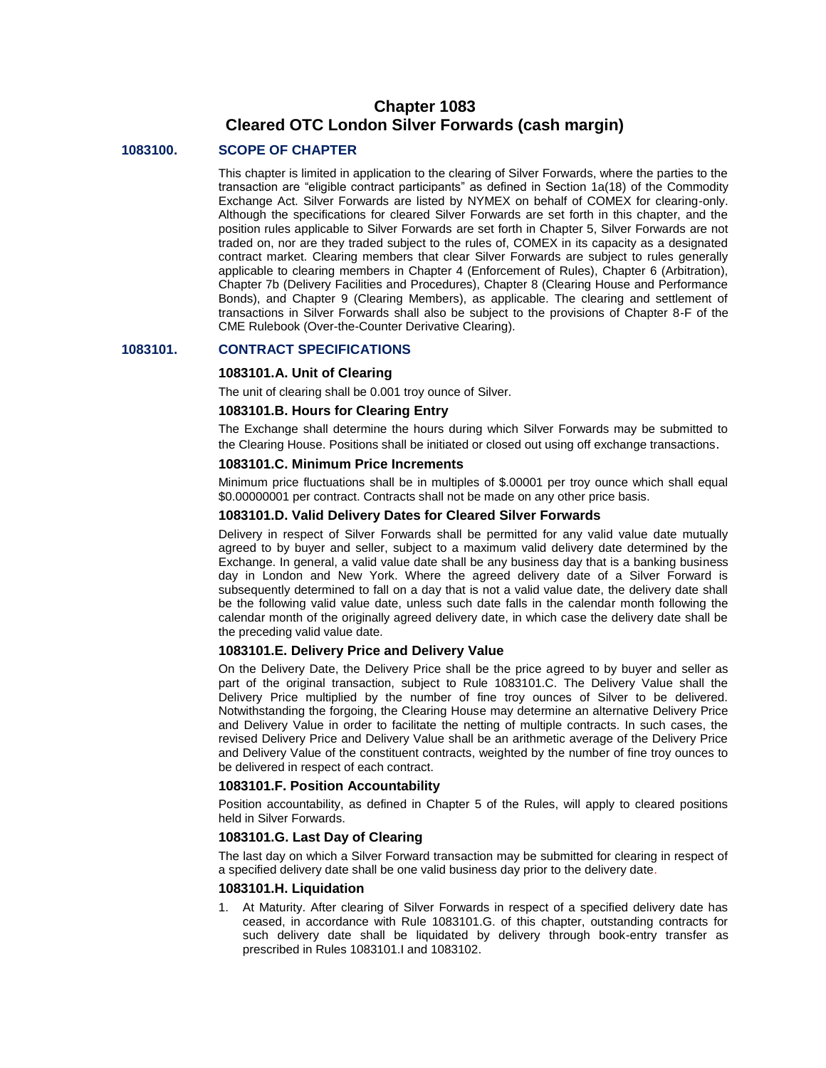# Chapter 1083
# Cleared OTC London Silver Forwards (cash margin)

## 1083100. SCOPE OF CHAPTER

This chapter is limited in application to the clearing of Silver Forwards, where the parties to the transaction are "eligible contract participants" as defined in Section 1a(18) of the Commodity Exchange Act. Silver Forwards are listed by NYMEX on behalf of COMEX for clearing-only. Although the specifications for cleared Silver Forwards are set forth in this chapter, and the position rules applicable to Silver Forwards are set forth in Chapter 5, Silver Forwards are not traded on, nor are they traded subject to the rules of, COMEX in its capacity as a designated contract market. Clearing members that clear Silver Forwards are subject to rules generally applicable to clearing members in Chapter 4 (Enforcement of Rules), Chapter 6 (Arbitration), Chapter 7b (Delivery Facilities and Procedures), Chapter 8 (Clearing House and Performance Bonds), and Chapter 9 (Clearing Members), as applicable. The clearing and settlement of transactions in Silver Forwards shall also be subject to the provisions of Chapter 8-F of the CME Rulebook (Over-the-Counter Derivative Clearing).

## 1083101. CONTRACT SPECIFICATIONS

### 1083101.A. Unit of Clearing

The unit of clearing shall be 0.001 troy ounce of Silver.

### 1083101.B. Hours for Clearing Entry

The Exchange shall determine the hours during which Silver Forwards may be submitted to the Clearing House. Positions shall be initiated or closed out using off exchange transactions.

### 1083101.C. Minimum Price Increments

Minimum price fluctuations shall be in multiples of $.00001 per troy ounce which shall equal $0.00000001 per contract. Contracts shall not be made on any other price basis.

### 1083101.D. Valid Delivery Dates for Cleared Silver Forwards

Delivery in respect of Silver Forwards shall be permitted for any valid value date mutually agreed to by buyer and seller, subject to a maximum valid delivery date determined by the Exchange. In general, a valid value date shall be any business day that is a banking business day in London and New York. Where the agreed delivery date of a Silver Forward is subsequently determined to fall on a day that is not a valid value date, the delivery date shall be the following valid value date, unless such date falls in the calendar month following the calendar month of the originally agreed delivery date, in which case the delivery date shall be the preceding valid value date.

### 1083101.E. Delivery Price and Delivery Value

On the Delivery Date, the Delivery Price shall be the price agreed to by buyer and seller as part of the original transaction, subject to Rule 1083101.C. The Delivery Value shall the Delivery Price multiplied by the number of fine troy ounces of Silver to be delivered. Notwithstanding the forgoing, the Clearing House may determine an alternative Delivery Price and Delivery Value in order to facilitate the netting of multiple contracts. In such cases, the revised Delivery Price and Delivery Value shall be an arithmetic average of the Delivery Price and Delivery Value of the constituent contracts, weighted by the number of fine troy ounces to be delivered in respect of each contract.

### 1083101.F. Position Accountability

Position accountability, as defined in Chapter 5 of the Rules, will apply to cleared positions held in Silver Forwards.

### 1083101.G. Last Day of Clearing

The last day on which a Silver Forward transaction may be submitted for clearing in respect of a specified delivery date shall be one valid business day prior to the delivery date.

### 1083101.H. Liquidation

1. At Maturity. After clearing of Silver Forwards in respect of a specified delivery date has ceased, in accordance with Rule 1083101.G. of this chapter, outstanding contracts for such delivery date shall be liquidated by delivery through book-entry transfer as prescribed in Rules 1083101.I and 1083102.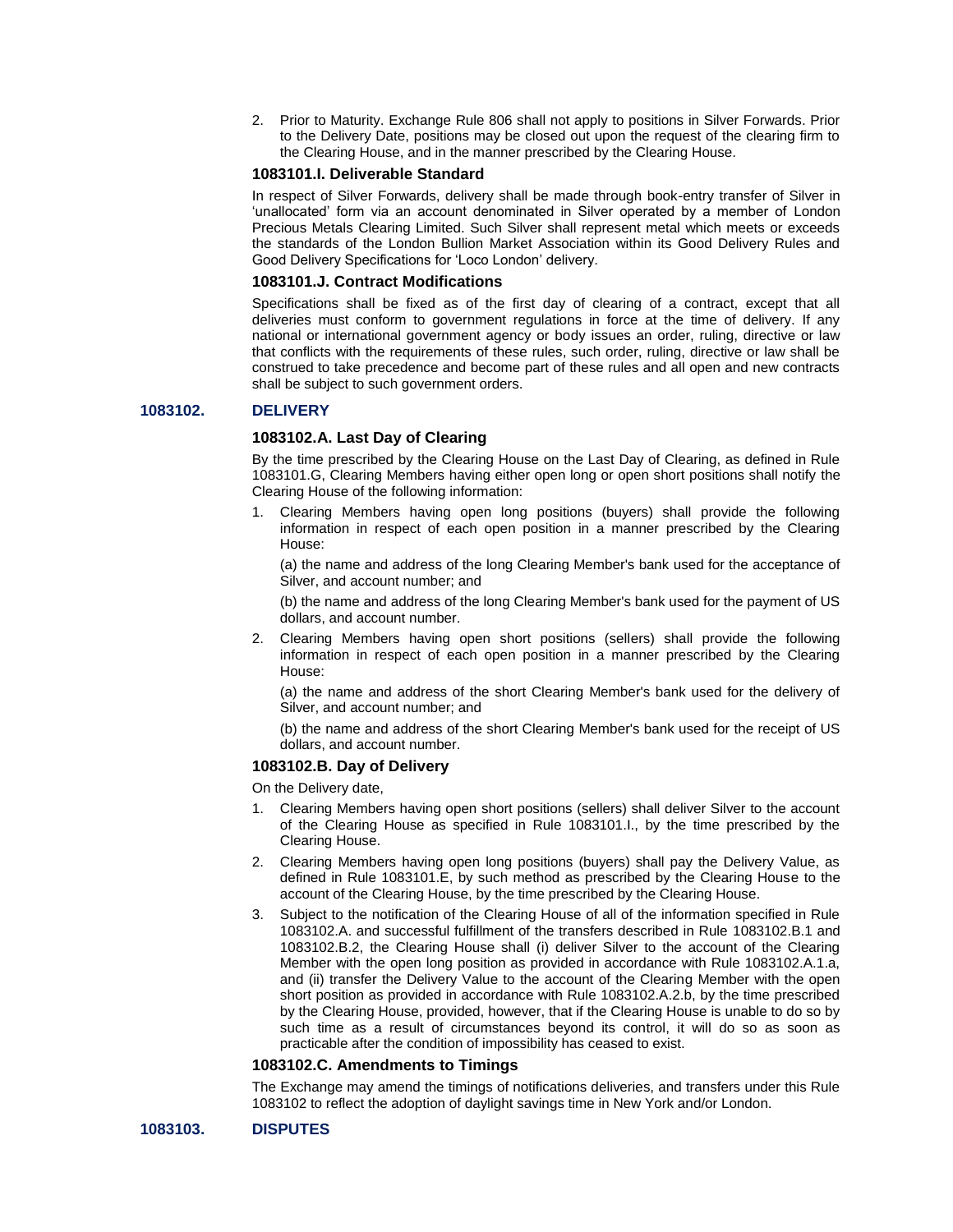2. Prior to Maturity. Exchange Rule 806 shall not apply to positions in Silver Forwards. Prior to the Delivery Date, positions may be closed out upon the request of the clearing firm to the Clearing House, and in the manner prescribed by the Clearing House.

### 1083101.I. Deliverable Standard

In respect of Silver Forwards, delivery shall be made through book-entry transfer of Silver in 'unallocated' form via an account denominated in Silver operated by a member of London Precious Metals Clearing Limited. Such Silver shall represent metal which meets or exceeds the standards of the London Bullion Market Association within its Good Delivery Rules and Good Delivery Specifications for 'Loco London' delivery.

### 1083101.J. Contract Modifications

Specifications shall be fixed as of the first day of clearing of a contract, except that all deliveries must conform to government regulations in force at the time of delivery. If any national or international government agency or body issues an order, ruling, directive or law that conflicts with the requirements of these rules, such order, ruling, directive or law shall be construed to take precedence and become part of these rules and all open and new contracts shall be subject to such government orders.

## 1083102. DELIVERY

### 1083102.A. Last Day of Clearing

By the time prescribed by the Clearing House on the Last Day of Clearing, as defined in Rule 1083101.G, Clearing Members having either open long or open short positions shall notify the Clearing House of the following information:

1. Clearing Members having open long positions (buyers) shall provide the following information in respect of each open position in a manner prescribed by the Clearing House:

   (a) the name and address of the long Clearing Member's bank used for the acceptance of Silver, and account number; and

   (b) the name and address of the long Clearing Member's bank used for the payment of US dollars, and account number.

2. Clearing Members having open short positions (sellers) shall provide the following information in respect of each open position in a manner prescribed by the Clearing House:

   (a) the name and address of the short Clearing Member's bank used for the delivery of Silver, and account number; and

   (b) the name and address of the short Clearing Member's bank used for the receipt of US dollars, and account number.

### 1083102.B. Day of Delivery

On the Delivery date,

1. Clearing Members having open short positions (sellers) shall deliver Silver to the account of the Clearing House as specified in Rule 1083101.I., by the time prescribed by the Clearing House.
2. Clearing Members having open long positions (buyers) shall pay the Delivery Value, as defined in Rule 1083101.E, by such method as prescribed by the Clearing House to the account of the Clearing House, by the time prescribed by the Clearing House.
3. Subject to the notification of the Clearing House of all of the information specified in Rule 1083102.A. and successful fulfillment of the transfers described in Rule 1083102.B.1 and 1083102.B.2, the Clearing House shall (i) deliver Silver to the account of the Clearing Member with the open long position as provided in accordance with Rule 1083102.A.1.a, and (ii) transfer the Delivery Value to the account of the Clearing Member with the open short position as provided in accordance with Rule 1083102.A.2.b, by the time prescribed by the Clearing House, provided, however, that if the Clearing House is unable to do so by such time as a result of circumstances beyond its control, it will do so as soon as practicable after the condition of impossibility has ceased to exist.

### 1083102.C. Amendments to Timings

The Exchange may amend the timings of notifications deliveries, and transfers under this Rule 1083102 to reflect the adoption of daylight savings time in New York and/or London.

## 1083103. DISPUTES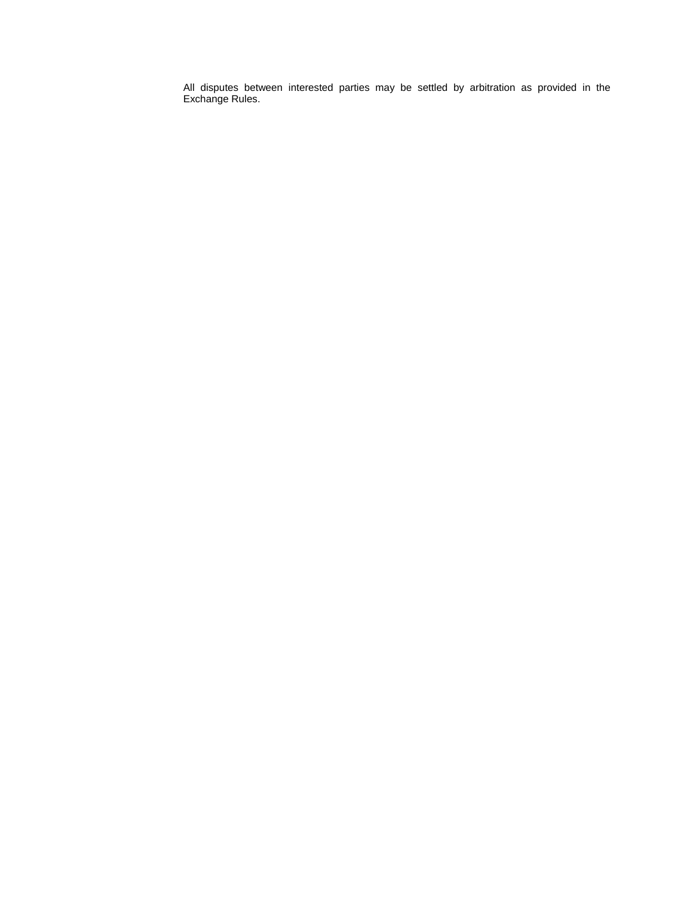All disputes between interested parties may be settled by arbitration as provided in the Exchange Rules.